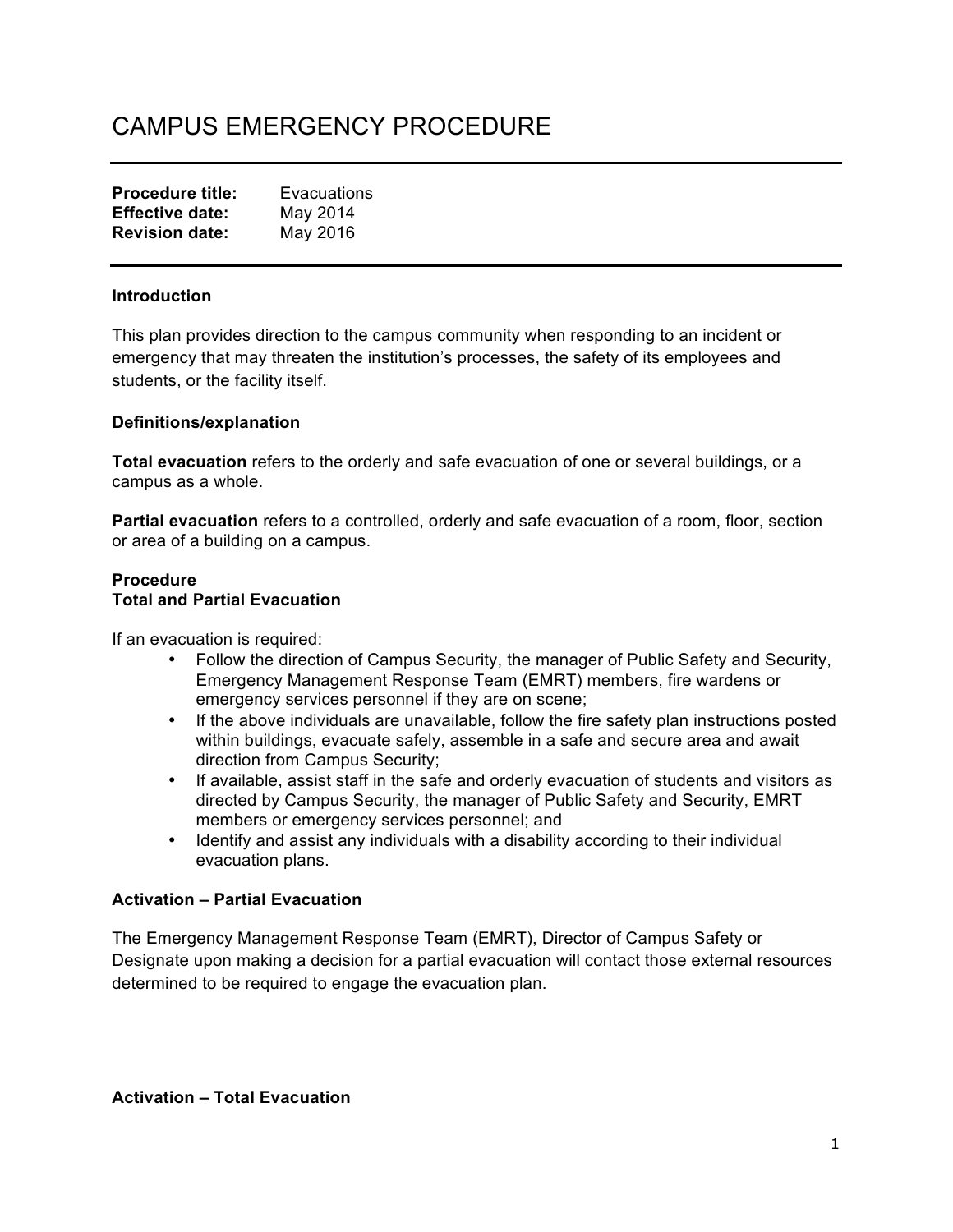# CAMPUS EMERGENCY PROCEDURE

**Procedure title:** Evacuations
**Effective date:** May 2014
**Revision date:** May 2016

**Introduction**

This plan provides direction to the campus community when responding to an incident or emergency that may threaten the institution's processes, the safety of its employees and students, or the facility itself.

**Definitions/explanation**

**Total evacuation** refers to the orderly and safe evacuation of one or several buildings, or a campus as a whole.

**Partial evacuation** refers to a controlled, orderly and safe evacuation of a room, floor, section or area of a building on a campus.

**Procedure**
**Total and Partial Evacuation**

If an evacuation is required:

- Follow the direction of Campus Security, the manager of Public Safety and Security, Emergency Management Response Team (EMRT) members, fire wardens or emergency services personnel if they are on scene;
- If the above individuals are unavailable, follow the fire safety plan instructions posted within buildings, evacuate safely, assemble in a safe and secure area and await direction from Campus Security;
- If available, assist staff in the safe and orderly evacuation of students and visitors as directed by Campus Security, the manager of Public Safety and Security, EMRT members or emergency services personnel; and
- Identify and assist any individuals with a disability according to their individual evacuation plans.

**Activation – Partial Evacuation**

The Emergency Management Response Team (EMRT), Director of Campus Safety or Designate upon making a decision for a partial evacuation will contact those external resources determined to be required to engage the evacuation plan.

**Activation – Total Evacuation**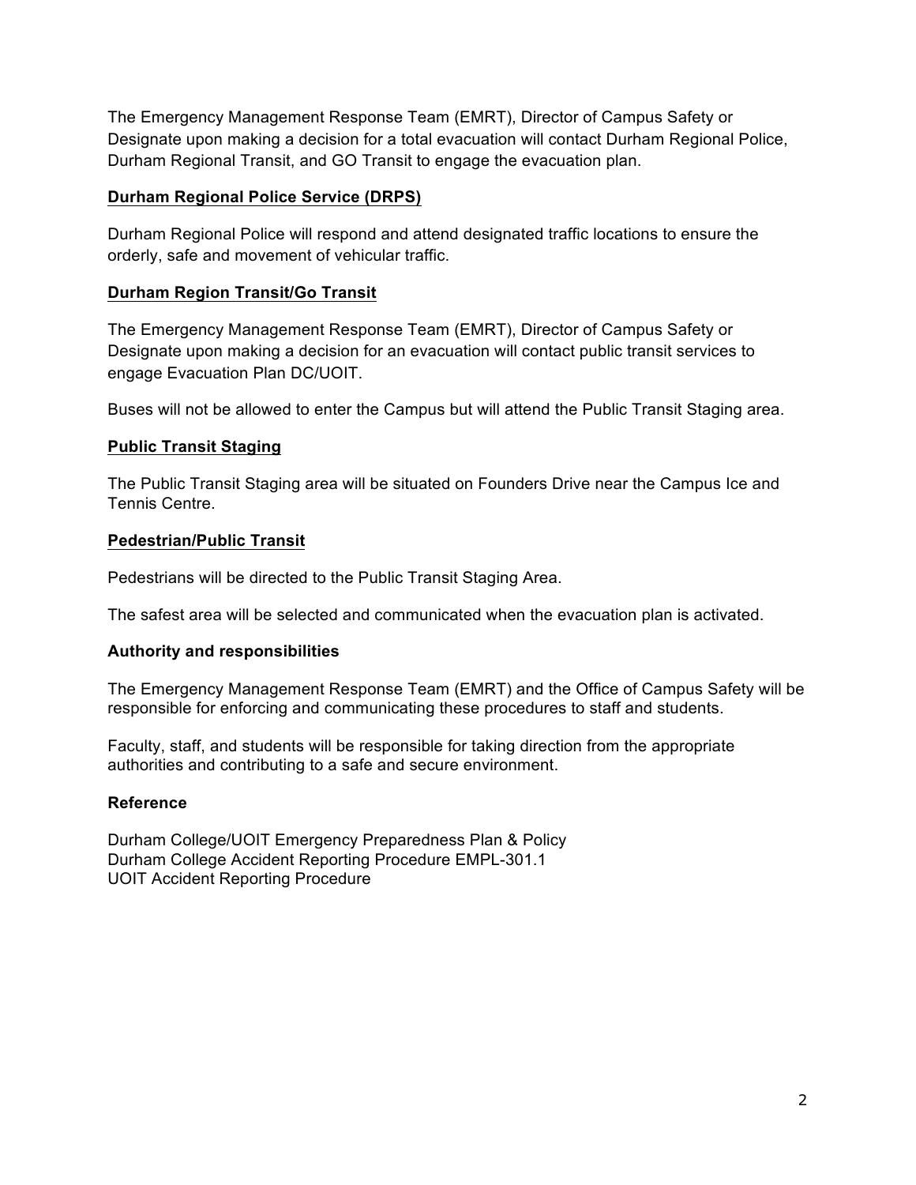The Emergency Management Response Team (EMRT), Director of Campus Safety or Designate upon making a decision for a total evacuation will contact Durham Regional Police, Durham Regional Transit, and GO Transit to engage the evacuation plan.

## Durham Regional Police Service (DRPS)

Durham Regional Police will respond and attend designated traffic locations to ensure the orderly, safe and movement of vehicular traffic.

## Durham Region Transit/Go Transit

The Emergency Management Response Team (EMRT), Director of Campus Safety or Designate upon making a decision for an evacuation will contact public transit services to engage Evacuation Plan DC/UOIT.

Buses will not be allowed to enter the Campus but will attend the Public Transit Staging area.

## Public Transit Staging

The Public Transit Staging area will be situated on Founders Drive near the Campus Ice and Tennis Centre.

## Pedestrian/Public Transit

Pedestrians will be directed to the Public Transit Staging Area.

The safest area will be selected and communicated when the evacuation plan is activated.

## Authority and responsibilities

The Emergency Management Response Team (EMRT) and the Office of Campus Safety will be responsible for enforcing and communicating these procedures to staff and students.

Faculty, staff, and students will be responsible for taking direction from the appropriate authorities and contributing to a safe and secure environment.

## Reference

Durham College/UOIT Emergency Preparedness Plan & Policy
Durham College Accident Reporting Procedure EMPL-301.1
UOIT Accident Reporting Procedure